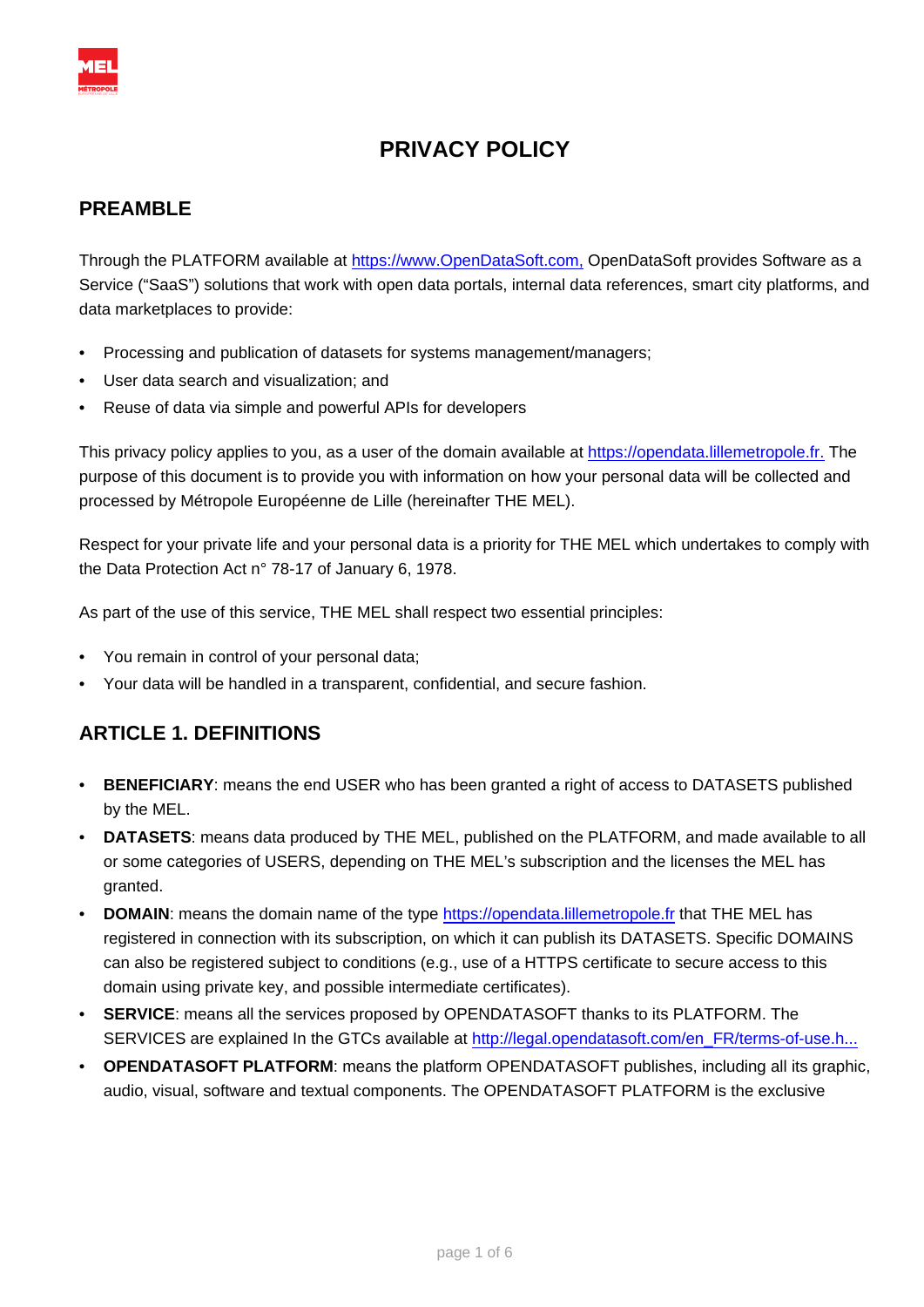# PRIVACY POLICY

## PREAMBLE

Through the PLATFORM available at https://www.OpenDataSoft.com, OpenDataSoft provides Software as a Service ("SaaS") solutions that work with open data portals, internal data references, smart city platforms, and data marketplaces to provide:

- Processing and publication of datasets for systems management/managers;
- User data search and visualization; and
- Reuse of data via simple and powerful APIs for developers

This privacy policy applies to you, as a user of the domain available at https://opendata.lillemetropole.fr. The purpose of this document is to provide you with information on how your personal data will be collected and processed by Métropole Européenne de Lille (hereinafter THE MEL).

Respect for your private life and your personal data is a priority for THE MEL which undertakes to comply with the Data Protection Act n° 78-17 of January 6, 1978.

As part of the use of this service, THE MEL shall respect two essential principles:

- You remain in control of your personal data;
- Your data will be handled in a transparent, confidential, and secure fashion.

## ARTICLE 1. DEFINITIONS

- **BENEFICIARY**: means the end USER who has been granted a right of access to DATASETS published by the MEL.
- **DATASETS**: means data produced by THE MEL, published on the PLATFORM, and made available to all or some categories of USERS, depending on THE MEL's subscription and the licenses the MEL has granted.
- **DOMAIN**: means the domain name of the type https://opendata.lillemetropole.fr that THE MEL has registered in connection with its subscription, on which it can publish its DATASETS. Specific DOMAINS can also be registered subject to conditions (e.g., use of a HTTPS certificate to secure access to this domain using private key, and possible intermediate certificates).
- **SERVICE**: means all the services proposed by OPENDATASOFT thanks to its PLATFORM. The SERVICES are explained In the GTCs available at http://legal.opendatasoft.com/en_FR/terms-of-use.h...
- **OPENDATASOFT PLATFORM**: means the platform OPENDATASOFT publishes, including all its graphic, audio, visual, software and textual components. The OPENDATASOFT PLATFORM is the exclusive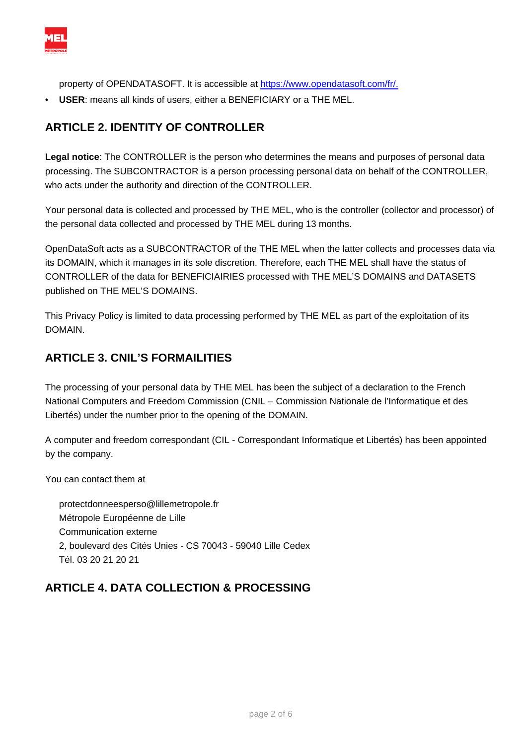property of OPENDATASOFT. It is accessible at [https://www.opendatasoft.com/fr/.](https://www.opendatasoft.com/fr/)

- **USER**: means all kinds of users, either a BENEFICIARY or a THE MEL.

## ARTICLE 2. IDENTITY OF CONTROLLER

**Legal notice**: The CONTROLLER is the person who determines the means and purposes of personal data processing. The SUBCONTRACTOR is a person processing personal data on behalf of the CONTROLLER, who acts under the authority and direction of the CONTROLLER.

Your personal data is collected and processed by THE MEL, who is the controller (collector and processor) of the personal data collected and processed by THE MEL during 13 months.

OpenDataSoft acts as a SUBCONTRACTOR of the THE MEL when the latter collects and processes data via its DOMAIN, which it manages in its sole discretion. Therefore, each THE MEL shall have the status of CONTROLLER of the data for BENEFICIAIRIES processed with THE MEL'S DOMAINS and DATASETS published on THE MEL'S DOMAINS.

This Privacy Policy is limited to data processing performed by THE MEL as part of the exploitation of its DOMAIN.

## ARTICLE 3. CNIL'S FORMAILITIES

The processing of your personal data by THE MEL has been the subject of a declaration to the French National Computers and Freedom Commission (CNIL – Commission Nationale de l'Informatique et des Libertés) under the number prior to the opening of the DOMAIN.

A computer and freedom correspondant (CIL - Correspondant Informatique et Libertés) has been appointed by the company.

You can contact them at

protectdonneesperso@lillemetropole.fr
Métropole Européenne de Lille
Communication externe
2, boulevard des Cités Unies - CS 70043 - 59040 Lille Cedex
Tél. 03 20 21 20 21

## ARTICLE 4. DATA COLLECTION & PROCESSING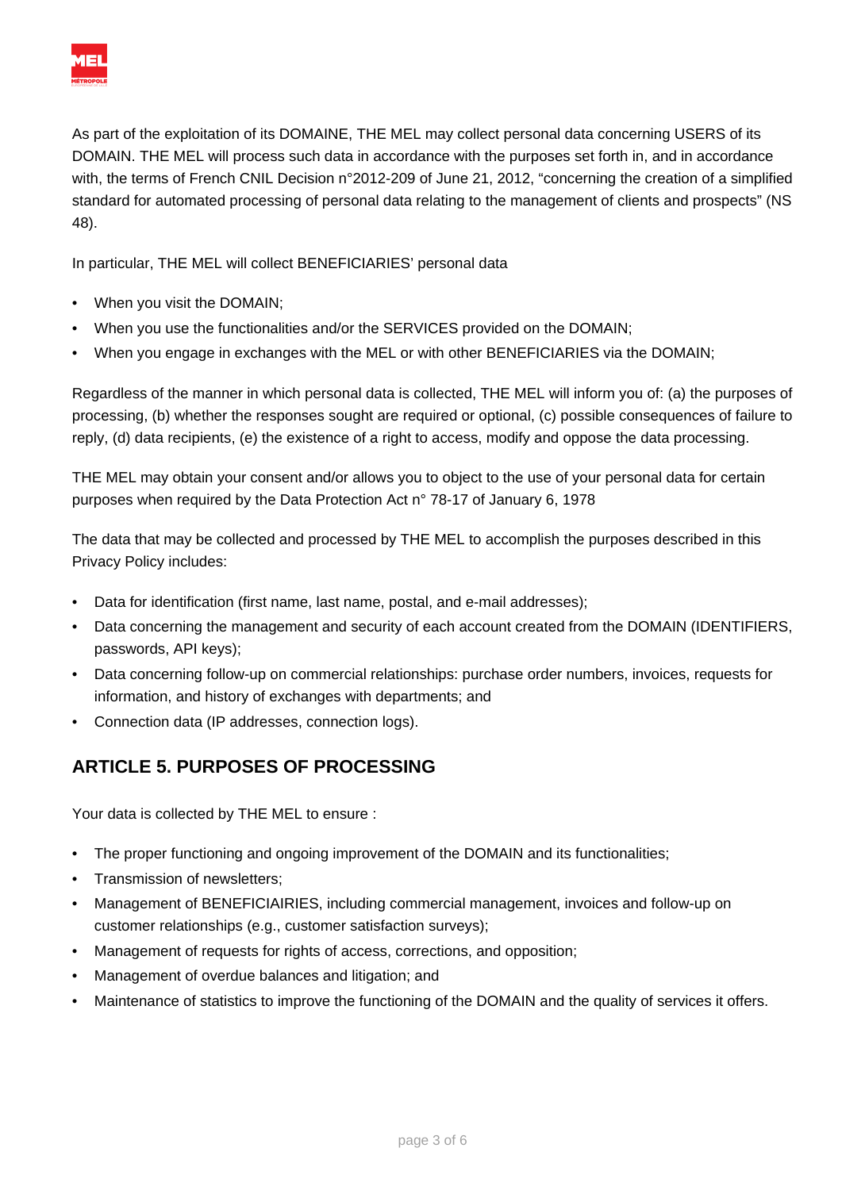As part of the exploitation of its DOMAINE, THE MEL may collect personal data concerning USERS of its DOMAIN. THE MEL will process such data in accordance with the purposes set forth in, and in accordance with, the terms of French CNIL Decision n°2012-209 of June 21, 2012, "concerning the creation of a simplified standard for automated processing of personal data relating to the management of clients and prospects" (NS 48).

In particular, THE MEL will collect BENEFICIARIES' personal data

- When you visit the DOMAIN;
- When you use the functionalities and/or the SERVICES provided on the DOMAIN;
- When you engage in exchanges with the MEL or with other BENEFICIARIES via the DOMAIN;

Regardless of the manner in which personal data is collected, THE MEL will inform you of: (a) the purposes of processing, (b) whether the responses sought are required or optional, (c) possible consequences of failure to reply, (d) data recipients, (e) the existence of a right to access, modify and oppose the data processing.

THE MEL may obtain your consent and/or allows you to object to the use of your personal data for certain purposes when required by the Data Protection Act n° 78-17 of January 6, 1978

The data that may be collected and processed by THE MEL to accomplish the purposes described in this Privacy Policy includes:

- Data for identification (first name, last name, postal, and e-mail addresses);
- Data concerning the management and security of each account created from the DOMAIN (IDENTIFIERS, passwords, API keys);
- Data concerning follow-up on commercial relationships: purchase order numbers, invoices, requests for information, and history of exchanges with departments; and
- Connection data (IP addresses, connection logs).

## ARTICLE 5. PURPOSES OF PROCESSING

Your data is collected by THE MEL to ensure :

- The proper functioning and ongoing improvement of the DOMAIN and its functionalities;
- Transmission of newsletters;
- Management of BENEFICIAIRIES, including commercial management, invoices and follow-up on customer relationships (e.g., customer satisfaction surveys);
- Management of requests for rights of access, corrections, and opposition;
- Management of overdue balances and litigation; and
- Maintenance of statistics to improve the functioning of the DOMAIN and the quality of services it offers.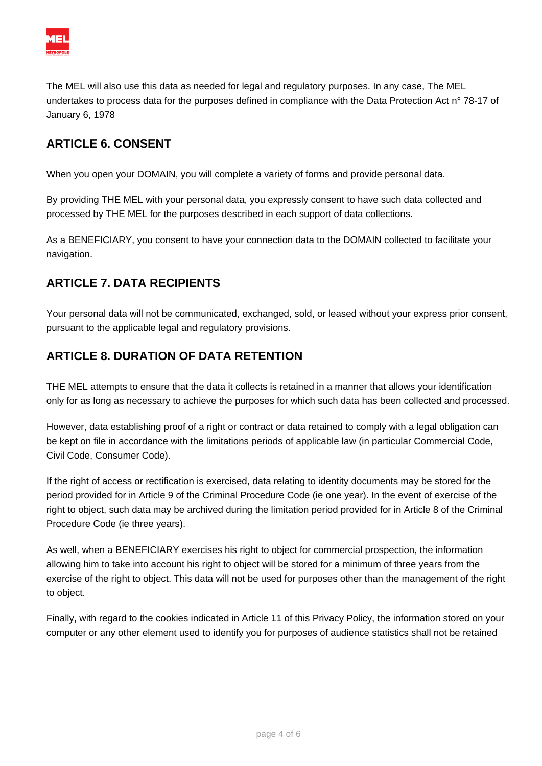The MEL will also use this data as needed for legal and regulatory purposes. In any case, The MEL undertakes to process data for the purposes defined in compliance with the Data Protection Act n° 78-17 of January 6, 1978

## ARTICLE 6. CONSENT

When you open your DOMAIN, you will complete a variety of forms and provide personal data.

By providing THE MEL with your personal data, you expressly consent to have such data collected and processed by THE MEL for the purposes described in each support of data collections.

As a BENEFICIARY, you consent to have your connection data to the DOMAIN collected to facilitate your navigation.

## ARTICLE 7. DATA RECIPIENTS

Your personal data will not be communicated, exchanged, sold, or leased without your express prior consent, pursuant to the applicable legal and regulatory provisions.

## ARTICLE 8. DURATION OF DATA RETENTION

THE MEL attempts to ensure that the data it collects is retained in a manner that allows your identification only for as long as necessary to achieve the purposes for which such data has been collected and processed.

However, data establishing proof of a right or contract or data retained to comply with a legal obligation can be kept on file in accordance with the limitations periods of applicable law (in particular Commercial Code, Civil Code, Consumer Code).

If the right of access or rectification is exercised, data relating to identity documents may be stored for the period provided for in Article 9 of the Criminal Procedure Code (ie one year). In the event of exercise of the right to object, such data may be archived during the limitation period provided for in Article 8 of the Criminal Procedure Code (ie three years).

As well, when a BENEFICIARY exercises his right to object for commercial prospection, the information allowing him to take into account his right to object will be stored for a minimum of three years from the exercise of the right to object. This data will not be used for purposes other than the management of the right to object.

Finally, with regard to the cookies indicated in Article 11 of this Privacy Policy, the information stored on your computer or any other element used to identify you for purposes of audience statistics shall not be retained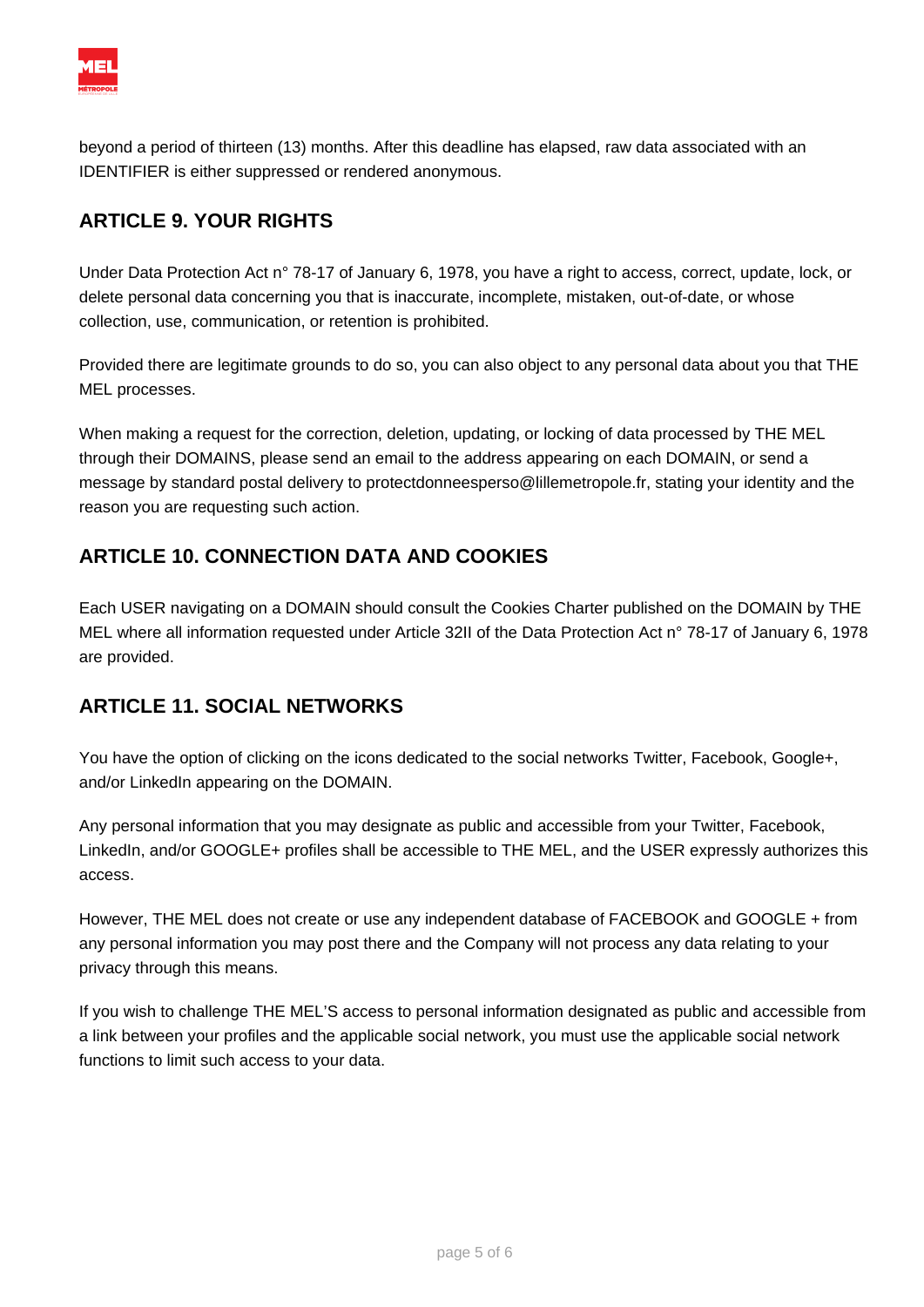beyond a period of thirteen (13) months. After this deadline has elapsed, raw data associated with an IDENTIFIER is either suppressed or rendered anonymous.

## ARTICLE 9. YOUR RIGHTS

Under Data Protection Act n° 78-17 of January 6, 1978, you have a right to access, correct, update, lock, or delete personal data concerning you that is inaccurate, incomplete, mistaken, out-of-date, or whose collection, use, communication, or retention is prohibited.

Provided there are legitimate grounds to do so, you can also object to any personal data about you that THE MEL processes.

When making a request for the correction, deletion, updating, or locking of data processed by THE MEL through their DOMAINS, please send an email to the address appearing on each DOMAIN, or send a message by standard postal delivery to protectdonneesperso@lillemetropole.fr, stating your identity and the reason you are requesting such action.

## ARTICLE 10. CONNECTION DATA AND COOKIES

Each USER navigating on a DOMAIN should consult the Cookies Charter published on the DOMAIN by THE MEL where all information requested under Article 32II of the Data Protection Act n° 78-17 of January 6, 1978 are provided.

## ARTICLE 11. SOCIAL NETWORKS

You have the option of clicking on the icons dedicated to the social networks Twitter, Facebook, Google+, and/or LinkedIn appearing on the DOMAIN.

Any personal information that you may designate as public and accessible from your Twitter, Facebook, LinkedIn, and/or GOOGLE+ profiles shall be accessible to THE MEL, and the USER expressly authorizes this access.

However, THE MEL does not create or use any independent database of FACEBOOK and GOOGLE + from any personal information you may post there and the Company will not process any data relating to your privacy through this means.

If you wish to challenge THE MEL'S access to personal information designated as public and accessible from a link between your profiles and the applicable social network, you must use the applicable social network functions to limit such access to your data.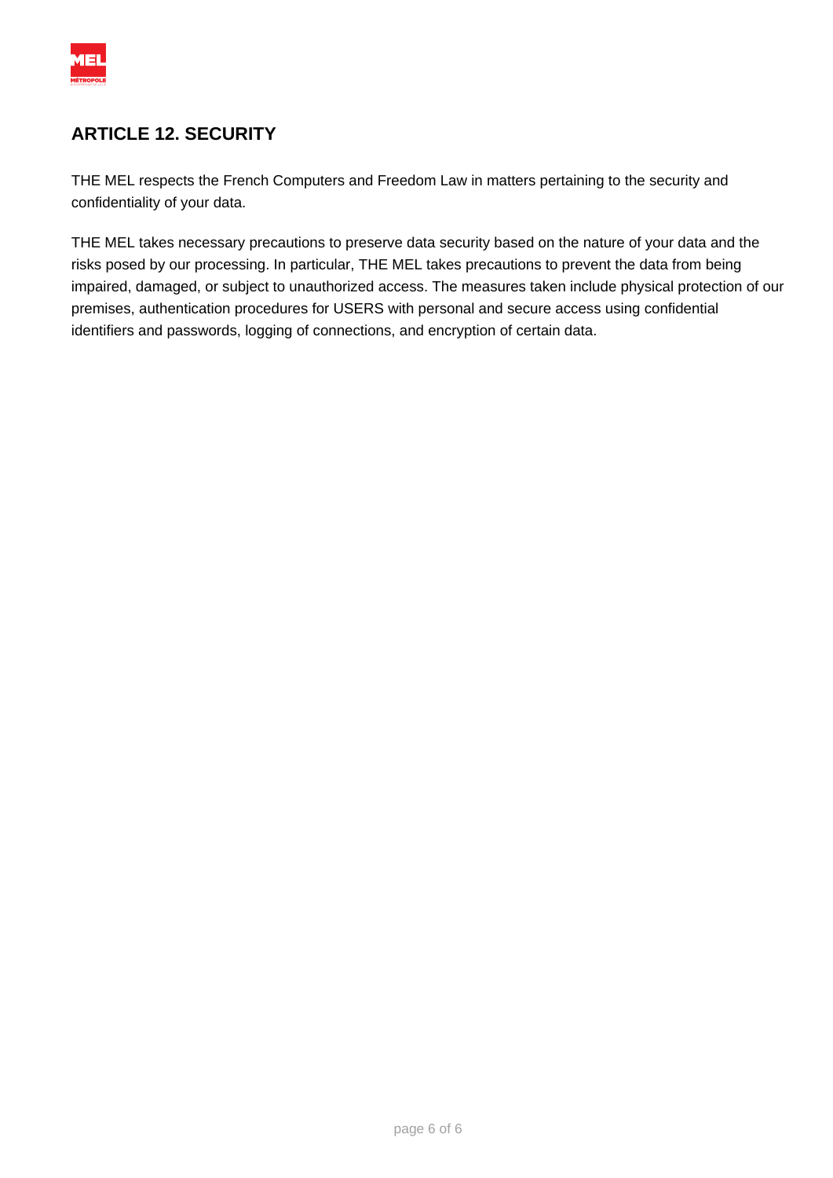## ARTICLE 12. SECURITY

THE MEL respects the French Computers and Freedom Law in matters pertaining to the security and confidentiality of your data.

THE MEL takes necessary precautions to preserve data security based on the nature of your data and the risks posed by our processing. In particular, THE MEL takes precautions to prevent the data from being impaired, damaged, or subject to unauthorized access. The measures taken include physical protection of our premises, authentication procedures for USERS with personal and secure access using confidential identifiers and passwords, logging of connections, and encryption of certain data.